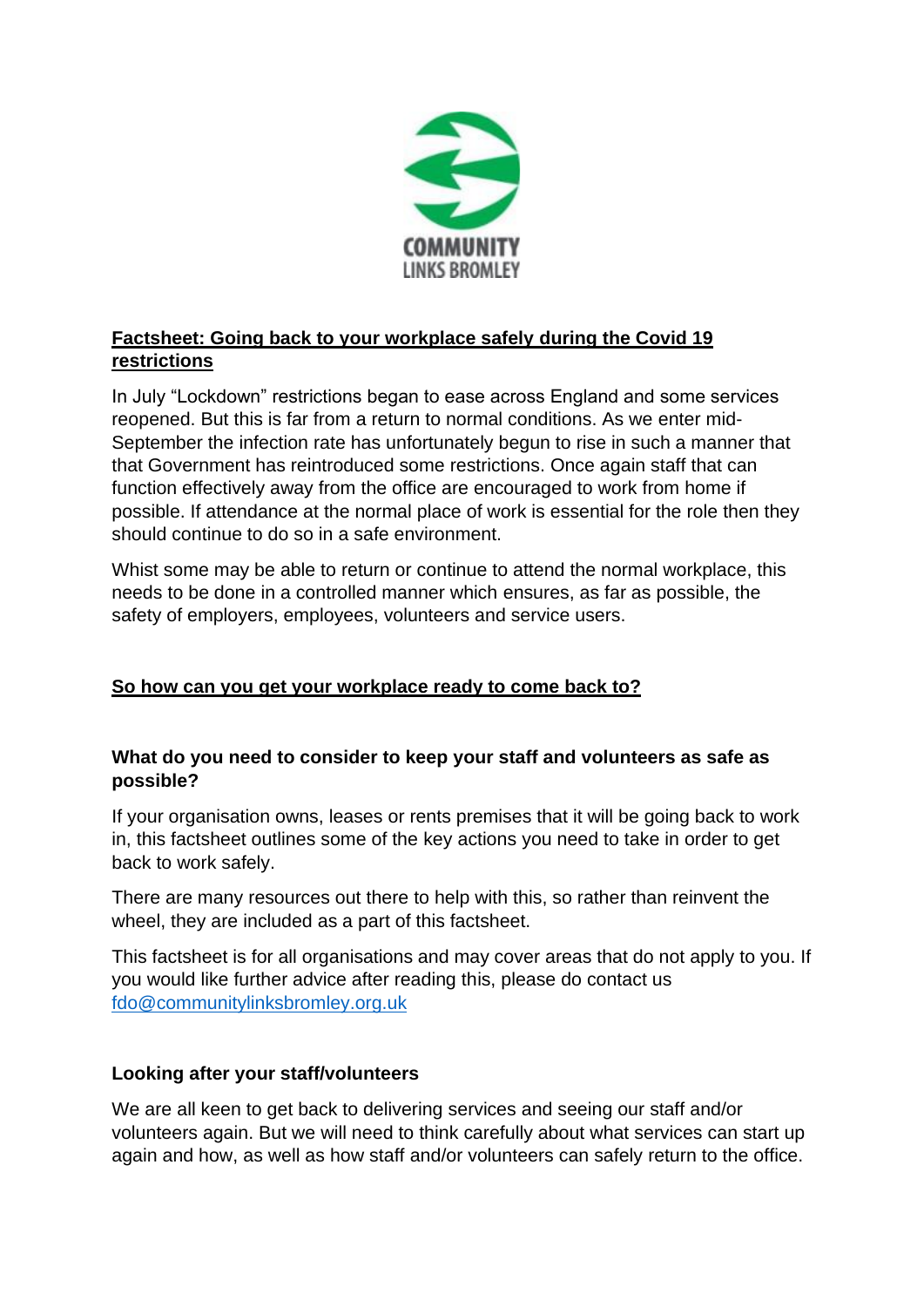COMMUNITY
LINKS BROMLEY

## Factsheet: Going back to your workplace safely during the Covid 19 restrictions

In July "Lockdown" restrictions began to ease across England and some services reopened. But this is far from a return to normal conditions. As we enter mid-September the infection rate has unfortunately begun to rise in such a manner that that Government has reintroduced some restrictions. Once again staff that can function effectively away from the office are encouraged to work from home if possible. If attendance at the normal place of work is essential for the role then they should continue to do so in a safe environment.

Whist some may be able to return or continue to attend the normal workplace, this needs to be done in a controlled manner which ensures, as far as possible, the safety of employers, employees, volunteers and service users.

## So how can you get your workplace ready to come back to?

### What do you need to consider to keep your staff and volunteers as safe as possible?

If your organisation owns, leases or rents premises that it will be going back to work in, this factsheet outlines some of the key actions you need to take in order to get back to work safely.

There are many resources out there to help with this, so rather than reinvent the wheel, they are included as a part of this factsheet.

This factsheet is for all organisations and may cover areas that do not apply to you. If you would like further advice after reading this, please do contact us fdo@communitylinksbromley.org.uk

### Looking after your staff/volunteers

We are all keen to get back to delivering services and seeing our staff and/or volunteers again. But we will need to think carefully about what services can start up again and how, as well as how staff and/or volunteers can safely return to the office.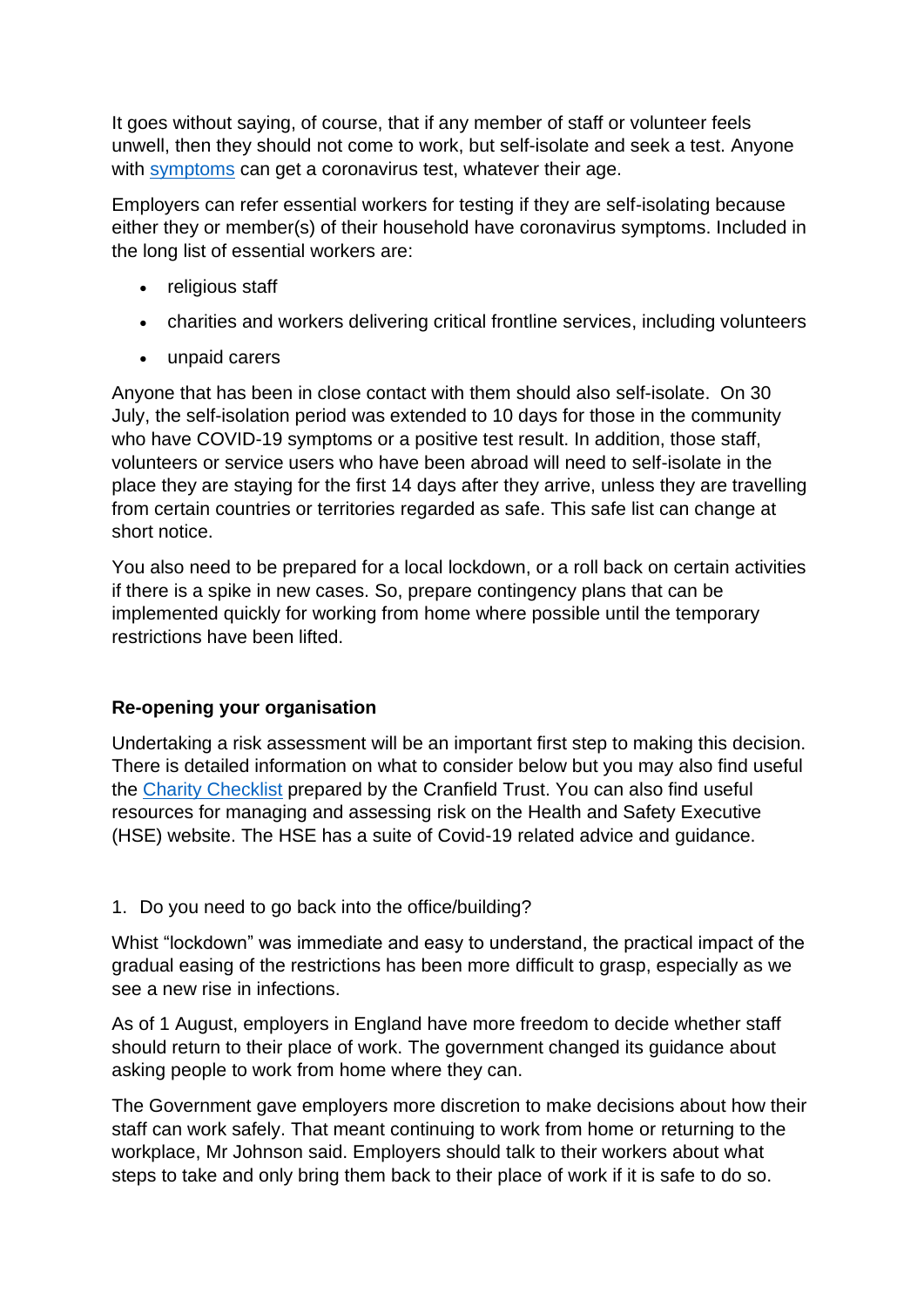It goes without saying, of course, that if any member of staff or volunteer feels unwell, then they should not come to work, but self-isolate and seek a test. Anyone with symptoms can get a coronavirus test, whatever their age.

Employers can refer essential workers for testing if they are self-isolating because either they or member(s) of their household have coronavirus symptoms. Included in the long list of essential workers are:

- religious staff
- charities and workers delivering critical frontline services, including volunteers
- unpaid carers

Anyone that has been in close contact with them should also self-isolate. On 30 July, the self-isolation period was extended to 10 days for those in the community who have COVID-19 symptoms or a positive test result. In addition, those staff, volunteers or service users who have been abroad will need to self-isolate in the place they are staying for the first 14 days after they arrive, unless they are travelling from certain countries or territories regarded as safe. This safe list can change at short notice.

You also need to be prepared for a local lockdown, or a roll back on certain activities if there is a spike in new cases. So, prepare contingency plans that can be implemented quickly for working from home where possible until the temporary restrictions have been lifted.

**Re-opening your organisation**

Undertaking a risk assessment will be an important first step to making this decision. There is detailed information on what to consider below but you may also find useful the Charity Checklist prepared by the Cranfield Trust. You can also find useful resources for managing and assessing risk on the Health and Safety Executive (HSE) website. The HSE has a suite of Covid-19 related advice and guidance.

1. Do you need to go back into the office/building?

Whist "lockdown" was immediate and easy to understand, the practical impact of the gradual easing of the restrictions has been more difficult to grasp, especially as we see a new rise in infections.

As of 1 August, employers in England have more freedom to decide whether staff should return to their place of work. The government changed its guidance about asking people to work from home where they can.

The Government gave employers more discretion to make decisions about how their staff can work safely. That meant continuing to work from home or returning to the workplace, Mr Johnson said. Employers should talk to their workers about what steps to take and only bring them back to their place of work if it is safe to do so.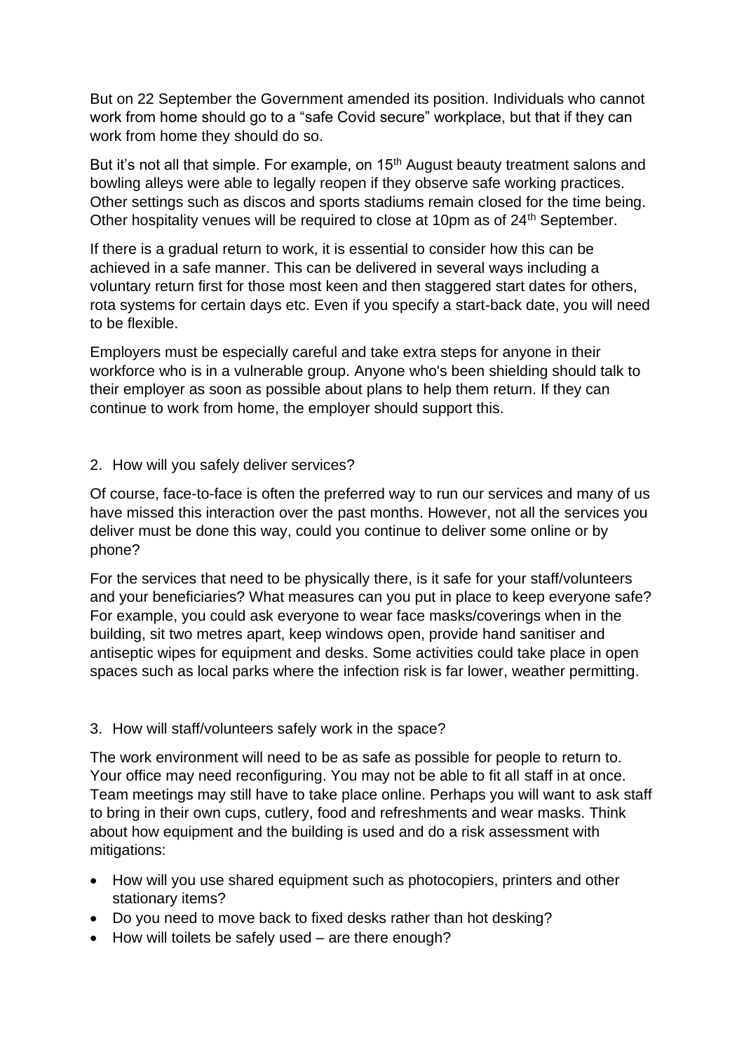But on 22 September the Government amended its position. Individuals who cannot work from home should go to a "safe Covid secure" workplace, but that if they can work from home they should do so.

But it's not all that simple. For example, on 15th August beauty treatment salons and bowling alleys were able to legally reopen if they observe safe working practices. Other settings such as discos and sports stadiums remain closed for the time being. Other hospitality venues will be required to close at 10pm as of 24th September.

If there is a gradual return to work, it is essential to consider how this can be achieved in a safe manner. This can be delivered in several ways including a voluntary return first for those most keen and then staggered start dates for others, rota systems for certain days etc. Even if you specify a start-back date, you will need to be flexible.

Employers must be especially careful and take extra steps for anyone in their workforce who is in a vulnerable group. Anyone who's been shielding should talk to their employer as soon as possible about plans to help them return. If they can continue to work from home, the employer should support this.

2. How will you safely deliver services?

Of course, face-to-face is often the preferred way to run our services and many of us have missed this interaction over the past months. However, not all the services you deliver must be done this way, could you continue to deliver some online or by phone?

For the services that need to be physically there, is it safe for your staff/volunteers and your beneficiaries? What measures can you put in place to keep everyone safe? For example, you could ask everyone to wear face masks/coverings when in the building, sit two metres apart, keep windows open, provide hand sanitiser and antiseptic wipes for equipment and desks. Some activities could take place in open spaces such as local parks where the infection risk is far lower, weather permitting.

3. How will staff/volunteers safely work in the space?

The work environment will need to be as safe as possible for people to return to. Your office may need reconfiguring. You may not be able to fit all staff in at once. Team meetings may still have to take place online. Perhaps you will want to ask staff to bring in their own cups, cutlery, food and refreshments and wear masks. Think about how equipment and the building is used and do a risk assessment with mitigations:

- How will you use shared equipment such as photocopiers, printers and other stationary items?
- Do you need to move back to fixed desks rather than hot desking?
- How will toilets be safely used – are there enough?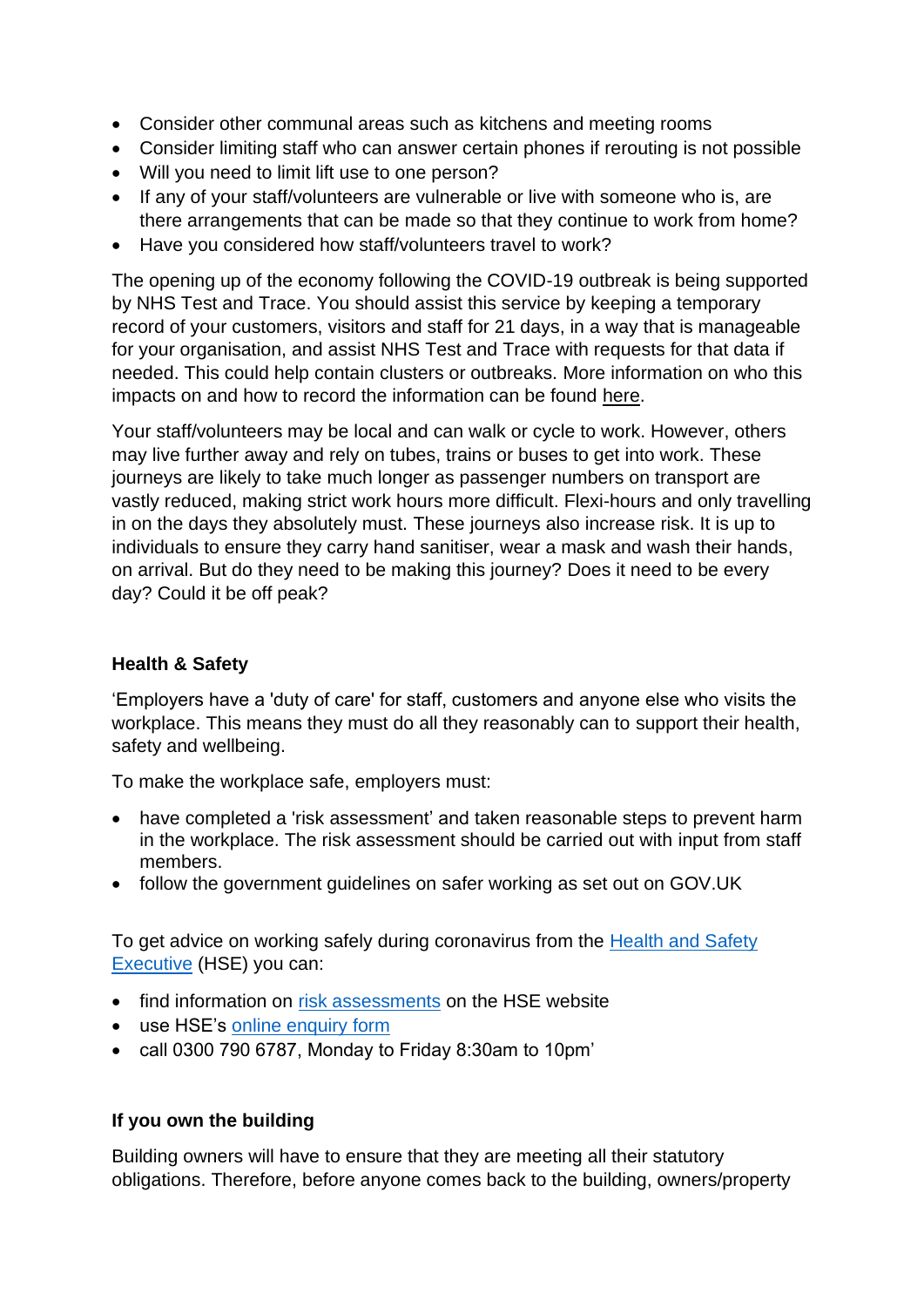- Consider other communal areas such as kitchens and meeting rooms
- Consider limiting staff who can answer certain phones if rerouting is not possible
- Will you need to limit lift use to one person?
- If any of your staff/volunteers are vulnerable or live with someone who is, are there arrangements that can be made so that they continue to work from home?
- Have you considered how staff/volunteers travel to work?

The opening up of the economy following the COVID-19 outbreak is being supported by NHS Test and Trace. You should assist this service by keeping a temporary record of your customers, visitors and staff for 21 days, in a way that is manageable for your organisation, and assist NHS Test and Trace with requests for that data if needed. This could help contain clusters or outbreaks. More information on who this impacts on and how to record the information can be found here.

Your staff/volunteers may be local and can walk or cycle to work. However, others may live further away and rely on tubes, trains or buses to get into work. These journeys are likely to take much longer as passenger numbers on transport are vastly reduced, making strict work hours more difficult. Flexi-hours and only travelling in on the days they absolutely must. These journeys also increase risk. It is up to individuals to ensure they carry hand sanitiser, wear a mask and wash their hands, on arrival. But do they need to be making this journey? Does it need to be every day? Could it be off peak?

**Health & Safety**

'Employers have a 'duty of care' for staff, customers and anyone else who visits the workplace. This means they must do all they reasonably can to support their health, safety and wellbeing.

To make the workplace safe, employers must:

- have completed a 'risk assessment' and taken reasonable steps to prevent harm in the workplace. The risk assessment should be carried out with input from staff members.
- follow the government guidelines on safer working as set out on GOV.UK

To get advice on working safely during coronavirus from the Health and Safety Executive (HSE) you can:

- find information on risk assessments on the HSE website
- use HSE's online enquiry form
- call 0300 790 6787, Monday to Friday 8:30am to 10pm'

**If you own the building**

Building owners will have to ensure that they are meeting all their statutory obligations. Therefore, before anyone comes back to the building, owners/property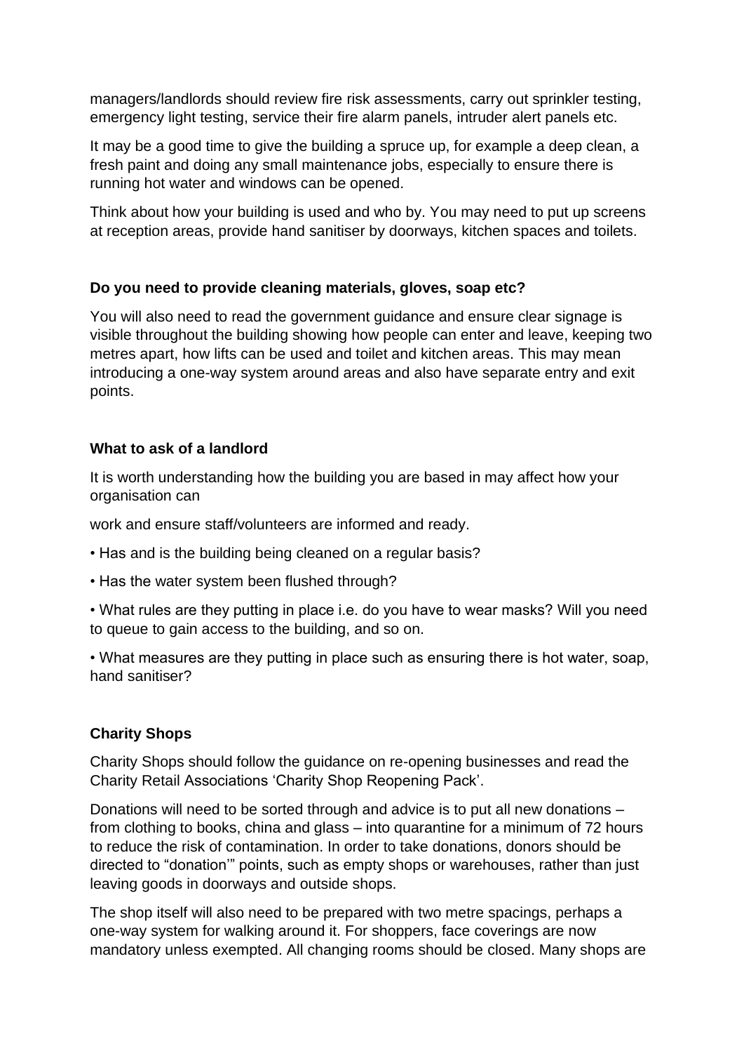managers/landlords should review fire risk assessments, carry out sprinkler testing, emergency light testing, service their fire alarm panels, intruder alert panels etc.

It may be a good time to give the building a spruce up, for example a deep clean, a fresh paint and doing any small maintenance jobs, especially to ensure there is running hot water and windows can be opened.

Think about how your building is used and who by. You may need to put up screens at reception areas, provide hand sanitiser by doorways, kitchen spaces and toilets.

**Do you need to provide cleaning materials, gloves, soap etc?**

You will also need to read the government guidance and ensure clear signage is visible throughout the building showing how people can enter and leave, keeping two metres apart, how lifts can be used and toilet and kitchen areas. This may mean introducing a one-way system around areas and also have separate entry and exit points.

**What to ask of a landlord**

It is worth understanding how the building you are based in may affect how your organisation can

work and ensure staff/volunteers are informed and ready.

- Has and is the building being cleaned on a regular basis?
- Has the water system been flushed through?
- What rules are they putting in place i.e. do you have to wear masks? Will you need to queue to gain access to the building, and so on.
- What measures are they putting in place such as ensuring there is hot water, soap, hand sanitiser?

**Charity Shops**

Charity Shops should follow the guidance on re-opening businesses and read the Charity Retail Associations 'Charity Shop Reopening Pack'.

Donations will need to be sorted through and advice is to put all new donations – from clothing to books, china and glass – into quarantine for a minimum of 72 hours to reduce the risk of contamination. In order to take donations, donors should be directed to "donation'" points, such as empty shops or warehouses, rather than just leaving goods in doorways and outside shops.

The shop itself will also need to be prepared with two metre spacings, perhaps a one-way system for walking around it. For shoppers, face coverings are now mandatory unless exempted. All changing rooms should be closed. Many shops are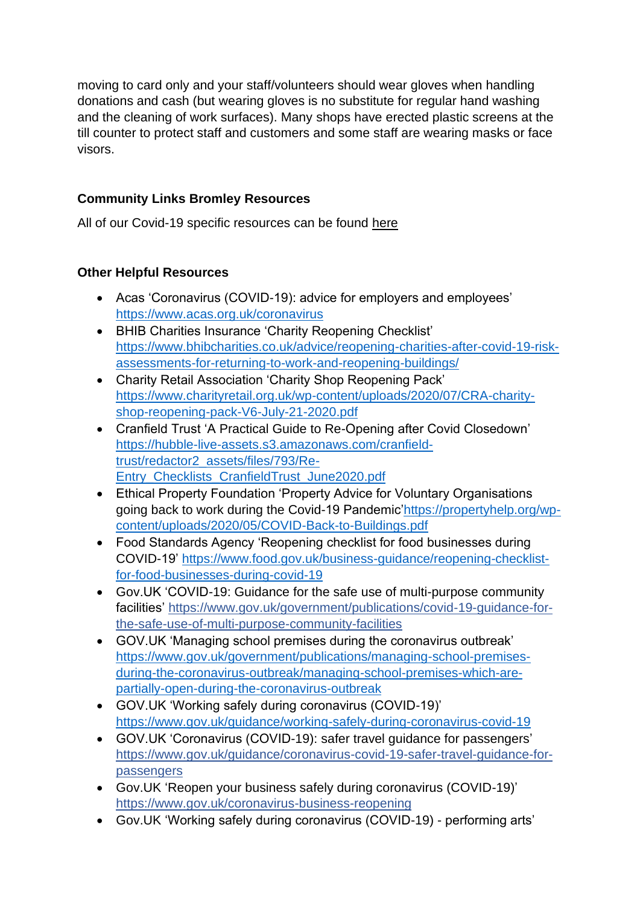moving to card only and your staff/volunteers should wear gloves when handling donations and cash (but wearing gloves is no substitute for regular hand washing and the cleaning of work surfaces). Many shops have erected plastic screens at the till counter to protect staff and customers and some staff are wearing masks or face visors.

**Community Links Bromley Resources**

All of our Covid-19 specific resources can be found here

**Other Helpful Resources**

- Acas 'Coronavirus (COVID-19): advice for employers and employees' https://www.acas.org.uk/coronavirus
- BHIB Charities Insurance 'Charity Reopening Checklist' https://www.bhibcharities.co.uk/advice/reopening-charities-after-covid-19-risk-assessments-for-returning-to-work-and-reopening-buildings/
- Charity Retail Association 'Charity Shop Reopening Pack' https://www.charityretail.org.uk/wp-content/uploads/2020/07/CRA-charity-shop-reopening-pack-V6-July-21-2020.pdf
- Cranfield Trust 'A Practical Guide to Re-Opening after Covid Closedown' https://hubble-live-assets.s3.amazonaws.com/cranfield-trust/redactor2_assets/files/793/Re-Entry_Checklists_CranfieldTrust_June2020.pdf
- Ethical Property Foundation 'Property Advice for Voluntary Organisations going back to work during the Covid-19 Pandemic'https://propertyhelp.org/wp-content/uploads/2020/05/COVID-Back-to-Buildings.pdf
- Food Standards Agency 'Reopening checklist for food businesses during COVID-19' https://www.food.gov.uk/business-guidance/reopening-checklist-for-food-businesses-during-covid-19
- Gov.UK 'COVID-19: Guidance for the safe use of multi-purpose community facilities' https://www.gov.uk/government/publications/covid-19-guidance-for-the-safe-use-of-multi-purpose-community-facilities
- GOV.UK 'Managing school premises during the coronavirus outbreak' https://www.gov.uk/government/publications/managing-school-premises-during-the-coronavirus-outbreak/managing-school-premises-which-are-partially-open-during-the-coronavirus-outbreak
- GOV.UK 'Working safely during coronavirus (COVID-19)' https://www.gov.uk/guidance/working-safely-during-coronavirus-covid-19
- GOV.UK 'Coronavirus (COVID-19): safer travel guidance for passengers' https://www.gov.uk/guidance/coronavirus-covid-19-safer-travel-guidance-for-passengers
- Gov.UK 'Reopen your business safely during coronavirus (COVID-19)' https://www.gov.uk/coronavirus-business-reopening
- Gov.UK 'Working safely during coronavirus (COVID-19) - performing arts'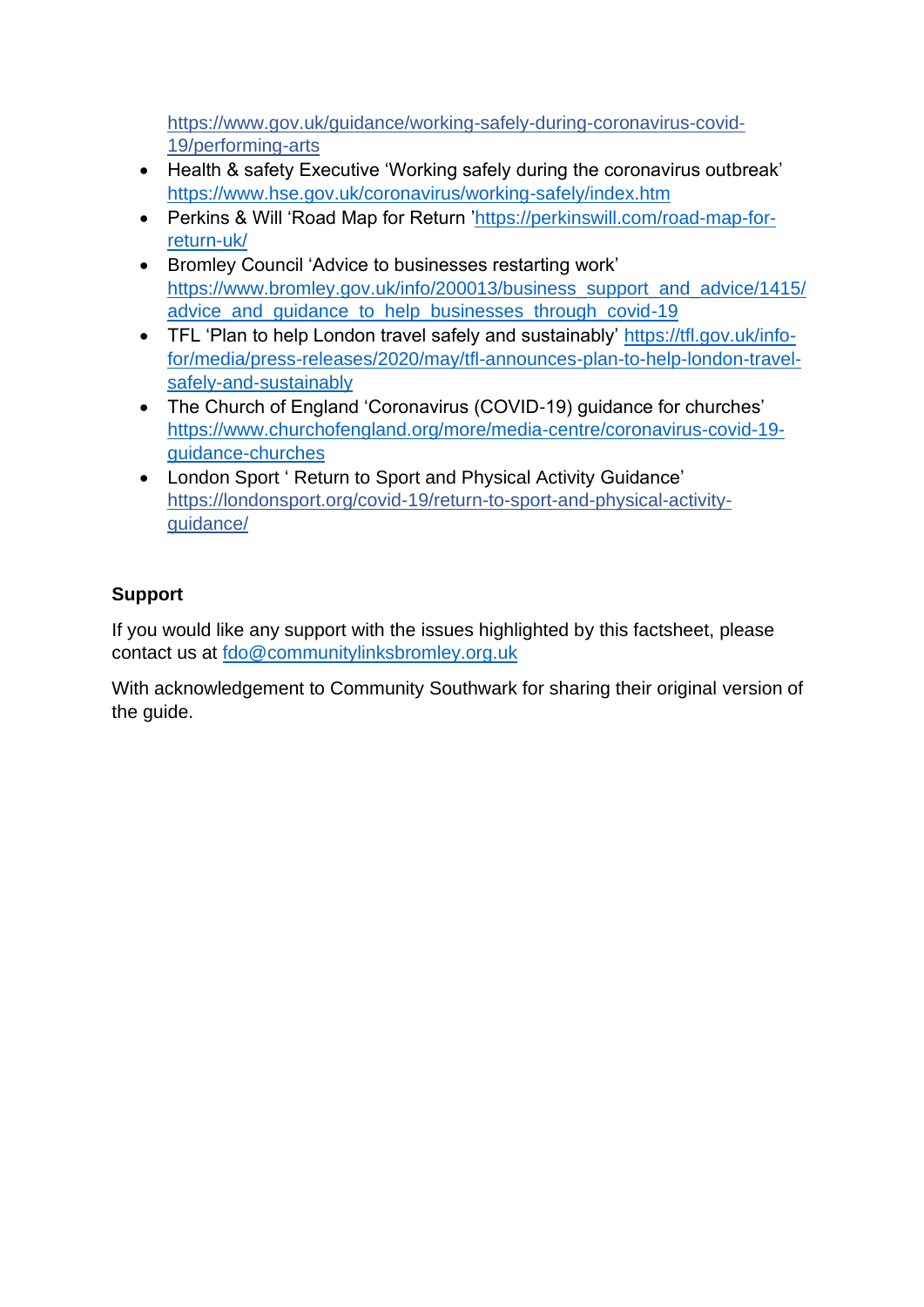https://www.gov.uk/guidance/working-safely-during-coronavirus-covid-19/performing-arts

- Health & safety Executive 'Working safely during the coronavirus outbreak' https://www.hse.gov.uk/coronavirus/working-safely/index.htm
- Perkins & Will 'Road Map for Return 'https://perkinswill.com/road-map-for-return-uk/
- Bromley Council 'Advice to businesses restarting work' https://www.bromley.gov.uk/info/200013/business_support_and_advice/1415/advice_and_guidance_to_help_businesses_through_covid-19
- TFL 'Plan to help London travel safely and sustainably' https://tfl.gov.uk/info-for/media/press-releases/2020/may/tfl-announces-plan-to-help-london-travel-safely-and-sustainably
- The Church of England 'Coronavirus (COVID-19) guidance for churches' https://www.churchofengland.org/more/media-centre/coronavirus-covid-19-guidance-churches
- London Sport ' Return to Sport and Physical Activity Guidance' https://londonsport.org/covid-19/return-to-sport-and-physical-activity-guidance/

**Support**

If you would like any support with the issues highlighted by this factsheet, please contact us at fdo@communitylinksbromley.org.uk

With acknowledgement to Community Southwark for sharing their original version of the guide.